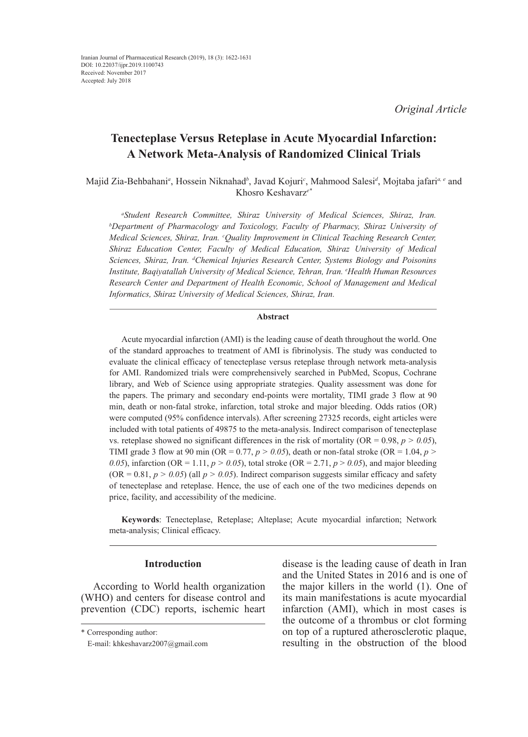Iranian Journal of Pharmaceutical Research (2019), 18 (3): 1622-1631
DOI: 10.22037/ijpr.2019.1100743
Received: November 2017
Accepted: July 2018

*Original Article*

# Tenecteplase Versus Reteplase in Acute Myocardial Infarction: A Network Meta-Analysis of Randomized Clinical Trials

Majid Zia-Behbahani[a], Hossein Niknahad[b], Javad Kojuri[c], Mahmood Salesi[d], Mojtaba jafari[a, e] and Khosro Keshavarz[e*]

*[a]Student Research Committee, Shiraz University of Medical Sciences, Shiraz, Iran. [b]Department of Pharmacology and Toxicology, Faculty of Pharmacy, Shiraz University of Medical Sciences, Shiraz, Iran. [c]Quality Improvement in Clinical Teaching Research Center, Shiraz Education Center, Faculty of Medical Education, Shiraz University of Medical Sciences, Shiraz, Iran. [d]Chemical Injuries Research Center, Systems Biology and Poisonins Institute, Baqiyatallah University of Medical Science, Tehran, Iran. [e]Health Human Resources Research Center and Department of Health Economic, School of Management and Medical Informatics, Shiraz University of Medical Sciences, Shiraz, Iran.*

## Abstract

Acute myocardial infarction (AMI) is the leading cause of death throughout the world. One of the standard approaches to treatment of AMI is fibrinolysis. The study was conducted to evaluate the clinical efficacy of tenecteplase versus reteplase through network meta-analysis for AMI. Randomized trials were comprehensively searched in PubMed, Scopus, Cochrane library, and Web of Science using appropriate strategies. Quality assessment was done for the papers. The primary and secondary end-points were mortality, TIMI grade 3 flow at 90 min, death or non-fatal stroke, infarction, total stroke and major bleeding. Odds ratios (OR) were computed (95% confidence intervals). After screening 27325 records, eight articles were included with total patients of 49875 to the meta-analysis. Indirect comparison of tenecteplase vs. reteplase showed no significant differences in the risk of mortality (OR = 0.98, $p > 0.05$), TIMI grade 3 flow at 90 min (OR = 0.77, $p > 0.05$), death or non-fatal stroke (OR = 1.04, $p > 0.05$), infarction (OR = 1.11, $p > 0.05$), total stroke (OR = 2.71, $p > 0.05$), and major bleeding (OR = 0.81, $p > 0.05$) (all $p > 0.05$). Indirect comparison suggests similar efficacy and safety of tenecteplase and reteplase. Hence, the use of each one of the two medicines depends on price, facility, and accessibility of the medicine.

**Keywords**: Tenecteplase, Reteplase; Alteplase; Acute myocardial infarction; Network meta-analysis; Clinical efficacy.

## Introduction

According to World health organization (WHO) and centers for disease control and prevention (CDC) reports, ischemic heart disease is the leading cause of death in Iran and the United States in 2016 and is one of the major killers in the world (1). One of its main manifestations is acute myocardial infarction (AMI), which in most cases is the outcome of a thrombus or clot forming on top of a ruptured atherosclerotic plaque, resulting in the obstruction of the blood

\* Corresponding author:
E-mail: khkeshavarz2007@gmail.com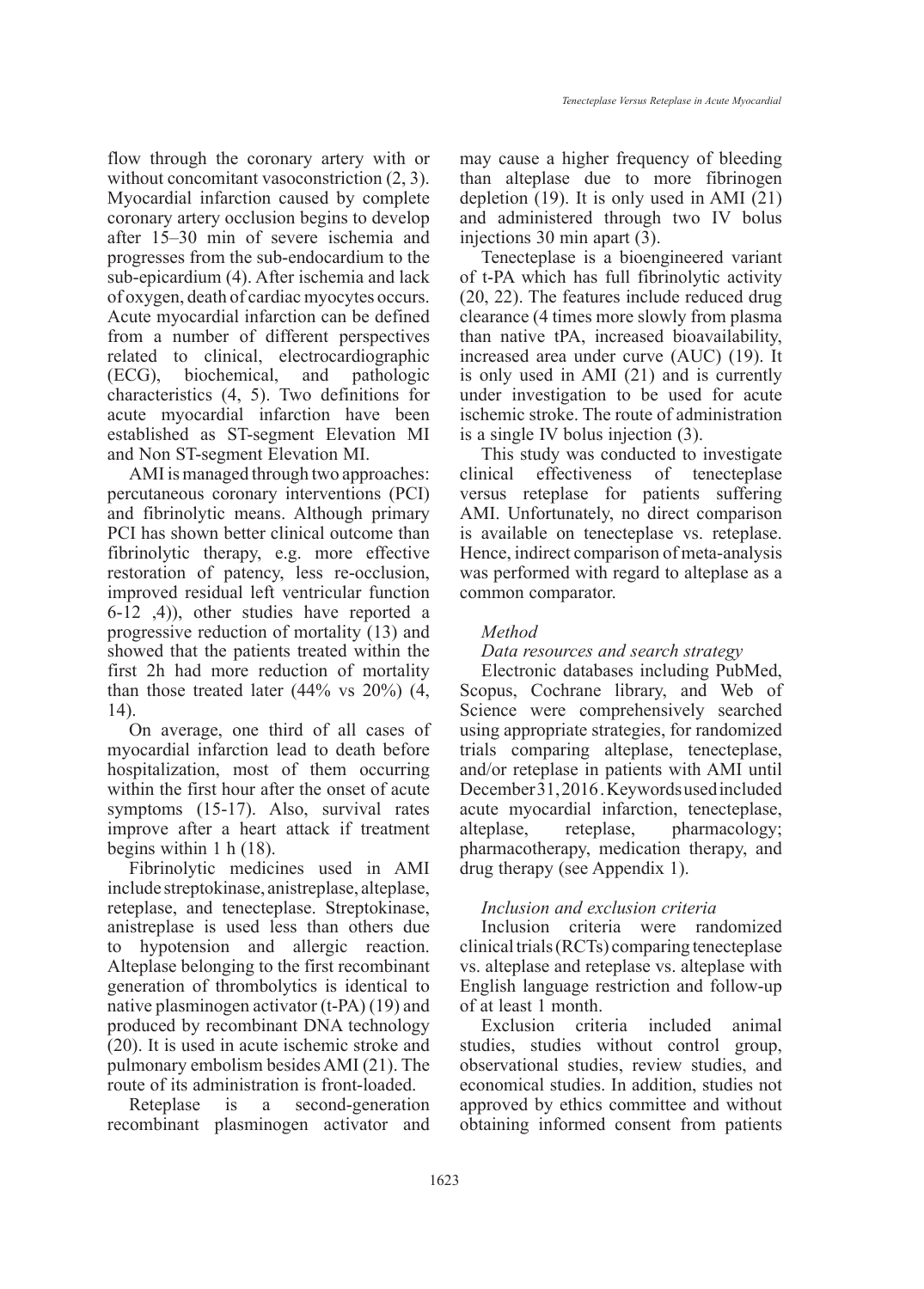flow through the coronary artery with or without concomitant vasoconstriction (2, 3). Myocardial infarction caused by complete coronary artery occlusion begins to develop after 15–30 min of severe ischemia and progresses from the sub-endocardium to the sub-epicardium (4). After ischemia and lack of oxygen, death of cardiac myocytes occurs. Acute myocardial infarction can be defined from a number of different perspectives related to clinical, electrocardiographic (ECG), biochemical, and pathologic characteristics (4, 5). Two definitions for acute myocardial infarction have been established as ST-segment Elevation MI and Non ST-segment Elevation MI.

AMI is managed through two approaches: percutaneous coronary interventions (PCI) and fibrinolytic means. Although primary PCI has shown better clinical outcome than fibrinolytic therapy, e.g. more effective restoration of patency, less re-occlusion, improved residual left ventricular function 6-12 ,4)), other studies have reported a progressive reduction of mortality (13) and showed that the patients treated within the first 2h had more reduction of mortality than those treated later (44% vs 20%) (4, 14).

On average, one third of all cases of myocardial infarction lead to death before hospitalization, most of them occurring within the first hour after the onset of acute symptoms (15-17). Also, survival rates improve after a heart attack if treatment begins within 1 h (18).

Fibrinolytic medicines used in AMI include streptokinase, anistreplase, alteplase, reteplase, and tenecteplase. Streptokinase, anistreplase is used less than others due to hypotension and allergic reaction. Alteplase belonging to the first recombinant generation of thrombolytics is identical to native plasminogen activator (t-PA) (19) and produced by recombinant DNA technology (20). It is used in acute ischemic stroke and pulmonary embolism besides AMI (21). The route of its administration is front-loaded.

Reteplase is a second-generation recombinant plasminogen activator and may cause a higher frequency of bleeding than alteplase due to more fibrinogen depletion (19). It is only used in AMI (21) and administered through two IV bolus injections 30 min apart (3).

Tenecteplase is a bioengineered variant of t-PA which has full fibrinolytic activity (20, 22). The features include reduced drug clearance (4 times more slowly from plasma than native tPA, increased bioavailability, increased area under curve (AUC) (19). It is only used in AMI (21) and is currently under investigation to be used for acute ischemic stroke. The route of administration is a single IV bolus injection (3).

This study was conducted to investigate clinical effectiveness of tenecteplase versus reteplase for patients suffering AMI. Unfortunately, no direct comparison is available on tenecteplase vs. reteplase. Hence, indirect comparison of meta-analysis was performed with regard to alteplase as a common comparator.

## *Method*

### *Data resources and search strategy*

Electronic databases including PubMed, Scopus, Cochrane library, and Web of Science were comprehensively searched using appropriate strategies, for randomized trials comparing alteplase, tenecteplase, and/or reteplase in patients with AMI until December 31, 2016 . Keywords used included acute myocardial infarction, tenecteplase, alteplase, reteplase, pharmacology; pharmacotherapy, medication therapy, and drug therapy (see Appendix 1).

### *Inclusion and exclusion criteria*

Inclusion criteria were randomized clinical trials (RCTs) comparing tenecteplase vs. alteplase and reteplase vs. alteplase with English language restriction and follow-up of at least 1 month.

Exclusion criteria included animal studies, studies without control group, observational studies, review studies, and economical studies. In addition, studies not approved by ethics committee and without obtaining informed consent from patients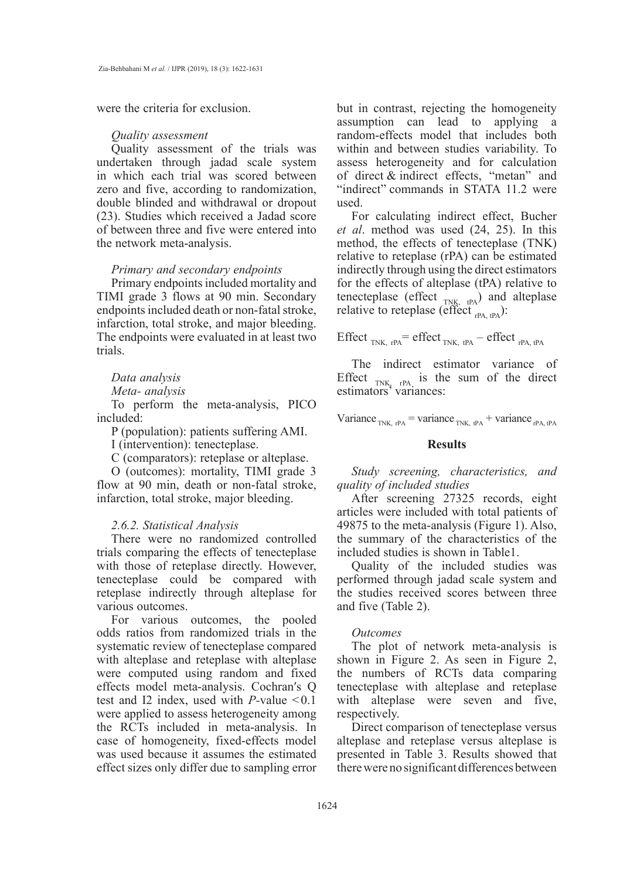were the criteria for exclusion.

*Quality assessment*

Quality assessment of the trials was undertaken through jadad scale system in which each trial was scored between zero and five, according to randomization, double blinded and withdrawal or dropout (23). Studies which received a Jadad score of between three and five were entered into the network meta-analysis.

*Primary and secondary endpoints*

Primary endpoints included mortality and TIMI grade 3 flows at 90 min. Secondary endpoints included death or non-fatal stroke, infarction, total stroke, and major bleeding. The endpoints were evaluated in at least two trials.

*Data analysis*

*Meta- analysis*

To perform the meta-analysis, PICO included:

P (population): patients suffering AMI.

I (intervention): tenecteplase.

C (comparators): reteplase or alteplase.

O (outcomes): mortality, TIMI grade 3 flow at 90 min, death or non-fatal stroke, infarction, total stroke, major bleeding.

*2.6.2. Statistical Analysis*

There were no randomized controlled trials comparing the effects of tenecteplase with those of reteplase directly. However, tenecteplase could be compared with reteplase indirectly through alteplase for various outcomes.

For various outcomes, the pooled odds ratios from randomized trials in the systematic review of tenecteplase compared with alteplase and reteplase with alteplase were computed using random and fixed effects model meta-analysis. Cochran′s Q test and I2 index, used with *P*-value < 0.1 were applied to assess heterogeneity among the RCTs included in meta-analysis. In case of homogeneity, fixed-effects model was used because it assumes the estimated effect sizes only differ due to sampling error but in contrast, rejecting the homogeneity assumption can lead to applying a random-effects model that includes both within and between studies variability. To assess heterogeneity and for calculation of direct & indirect effects, "metan" and "indirect" commands in STATA 11.2 were used.

For calculating indirect effect, Bucher *et al*. method was used (24, 25). In this method, the effects of tenecteplase (TNK) relative to reteplase (rPA) can be estimated indirectly through using the direct estimators for the effects of alteplase (tPA) relative to tenecteplase (effect $_{TNK,\ tPA}$) and alteplase relative to reteplase (effect $_{rPA,\ tPA}$):

$$\text{Effect}_{TNK,\ rPA} = \text{effect}_{TNK,\ tPA} - \text{effect}_{rPA,\ tPA}$$

The indirect estimator variance of Effect $_{TNK,\ rPA}$ is the sum of the direct estimators' variances:

$$\text{Variance}_{TNK,\ rPA} = \text{variance}_{TNK,\ tPA} + \text{variance}_{rPA,\ tPA}$$

## Results

*Study screening, characteristics, and quality of included studies*

After screening 27325 records, eight articles were included with total patients of 49875 to the meta-analysis (Figure 1). Also, the summary of the characteristics of the included studies is shown in Table1.

Quality of the included studies was performed through jadad scale system and the studies received scores between three and five (Table 2).

*Outcomes*

The plot of network meta-analysis is shown in Figure 2. As seen in Figure 2, the numbers of RCTs data comparing tenecteplase with alteplase and reteplase with alteplase were seven and five, respectively.

Direct comparison of tenecteplase versus alteplase and reteplase versus alteplase is presented in Table 3. Results showed that there were no significant differences between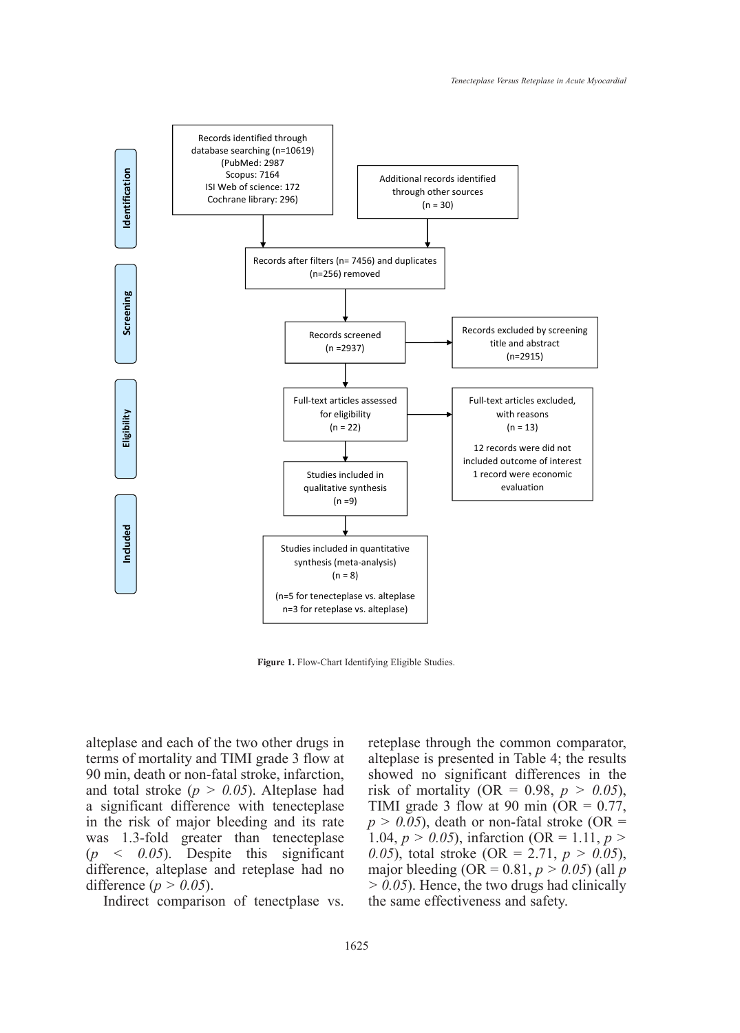| Stage | Flow |
| --- | --- |
| Identification | Records identified through database searching (n=10619) (PubMed: 2987, Scopus: 7164, ISI Web of science: 172, Cochrane library: 296) |
| Identification | Additional records identified through other sources (n = 30) |
| Screening | Records after filters (n= 7456) and duplicates (n=256) removed |
| Screening | Records screened (n =2937) |
| Screening | Records excluded by screening title and abstract (n=2915) |
| Eligibility | Full-text articles assessed for eligibility (n = 22) |
| Eligibility | Full-text articles excluded, with reasons (n = 13): 12 records were did not included outcome of interest; 1 record were economic evaluation |
| Included | Studies included in qualitative synthesis (n =9) |
| Included | Studies included in quantitative synthesis (meta-analysis) (n = 8) (n=5 for tenecteplase vs. alteplase, n=3 for reteplase vs. alteplase) |

**Figure 1.** Flow-Chart Identifying Eligible Studies.

alteplase and each of the two other drugs in terms of mortality and TIMI grade 3 flow at 90 min, death or non-fatal stroke, infarction, and total stroke ($p > 0.05$). Alteplase had a significant difference with tenecteplase in the risk of major bleeding and its rate was 1.3-fold greater than tenecteplase ($p < 0.05$). Despite this significant difference, alteplase and reteplase had no difference ($p > 0.05$).

Indirect comparison of tenectplase vs. reteplase through the common comparator, alteplase is presented in Table 4; the results showed no significant differences in the risk of mortality (OR = 0.98, $p > 0.05$), TIMI grade 3 flow at 90 min (OR = 0.77, $p > 0.05$), death or non-fatal stroke (OR = 1.04, $p > 0.05$), infarction (OR = 1.11, $p > 0.05$), total stroke (OR = 2.71, $p > 0.05$), major bleeding (OR = 0.81, $p > 0.05$) (all $p > 0.05$). Hence, the two drugs had clinically the same effectiveness and safety.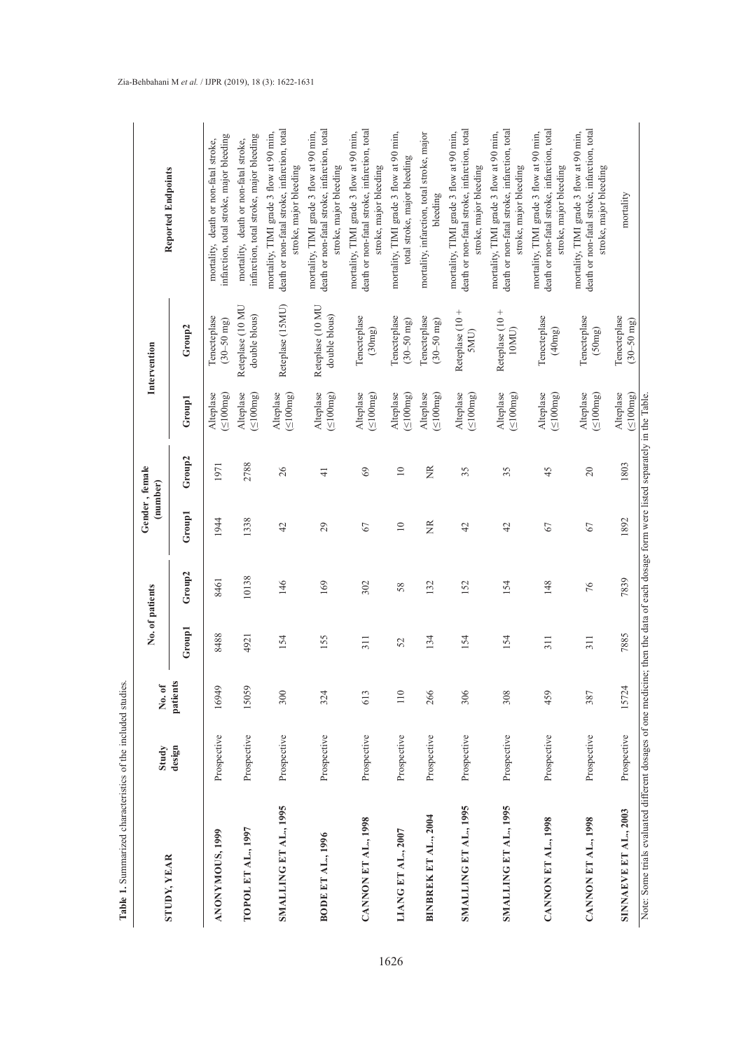**Table 1.** Summarized characteristics of the included studies.

| STUDY, YEAR | Study design | No. of patients | No. of patients | | Gender, female (number) | | Intervention | | Reported Endpoints |
|---|---|---|---|---|---|---|---|---|---|
| | | | Group1 | Group2 | Group1 | Group2 | Group1 | Group2 | |
| ANONYMOUS, 1999 | Prospective | 16949 | 8488 | 8461 | 1944 | 1971 | Alteplase (≤100mg) | Tenecteplase (30–50 mg) | mortality, death or non-fatal stroke, infarction, total stroke, major bleeding |
| TOPOL ET AL., 1997 | Prospective | 15059 | 4921 | 10138 | 1338 | 2788 | Alteplase (≤100mg) | Reteplase (10 MU double blous) | mortality, death or non-fatal stroke, infarction, total stroke, major bleeding |
| SMALLING ET AL., 1995 | Prospective | 300 | 154 | 146 | 42 | 26 | Alteplase (≤100mg) | Reteplase (15MU) | mortality, TIMI grade 3 flow at 90 min, death or non-fatal stroke, infarction, total stroke, major bleeding |
| BODE ET AL., 1996 | Prospective | 324 | 155 | 169 | 29 | 41 | Alteplase (≤100mg) | Reteplase (10 MU double blous) | mortality, TIMI grade 3 flow at 90 min, death or non-fatal stroke, infarction, total stroke, major bleeding |
| CANNON ET AL., 1998 | Prospective | 613 | 311 | 302 | 67 | 69 | Alteplase (≤100mg) | Tenecteplase (30mg) | mortality, TIMI grade 3 flow at 90 min, death or non-fatal stroke, infarction, total stroke, major bleeding |
| LIANG ET AL., 2007 | Prospective | 110 | 52 | 58 | 10 | 10 | Alteplase (≤100mg) | Tenecteplase (30–50 mg) | mortality, TIMI grade 3 flow at 90 min, total stroke, major bleeding |
| BINBREK ET AL., 2004 | Prospective | 266 | 134 | 132 | NR | NR | Alteplase (≤100mg) | Tenecteplase (30–50 mg) | mortality, infarction, total stroke, major bleeding |
| SMALLING ET AL., 1995 | Prospective | 306 | 154 | 152 | 42 | 35 | Alteplase (≤100mg) | Reteplase (10 + 5MU) | mortality, TIMI grade 3 flow at 90 min, death or non-fatal stroke, infarction, total stroke, major bleeding |
| SMALLING ET AL., 1995 | Prospective | 308 | 154 | 154 | 42 | 35 | Alteplase (≤100mg) | Reteplase (10 + 10MU) | mortality, TIMI grade 3 flow at 90 min, death or non-fatal stroke, infarction, total stroke, major bleeding |
| CANNON ET AL., 1998 | Prospective | 459 | 311 | 148 | 67 | 45 | Alteplase (≤100mg) | Tenecteplase (40mg) | mortality, TIMI grade 3 flow at 90 min, death or non-fatal stroke, infarction, total stroke, major bleeding |
| CANNON ET AL., 1998 | Prospective | 387 | 311 | 76 | 67 | 20 | Alteplase (≤100mg) | Tenecteplase (50mg) | mortality, TIMI grade 3 flow at 90 min, death or non-fatal stroke, infarction, total stroke, major bleeding |
| SINNAEVE ET AL., 2003 | Prospective | 15724 | 7885 | 7839 | 1892 | 1803 | Alteplase (≤100mg) | Tenecteplase (30–50 mg) | mortality |

Note: Some trials evaluated different dosages of one medicine; then the data of each dosage form were listed separately in the Table.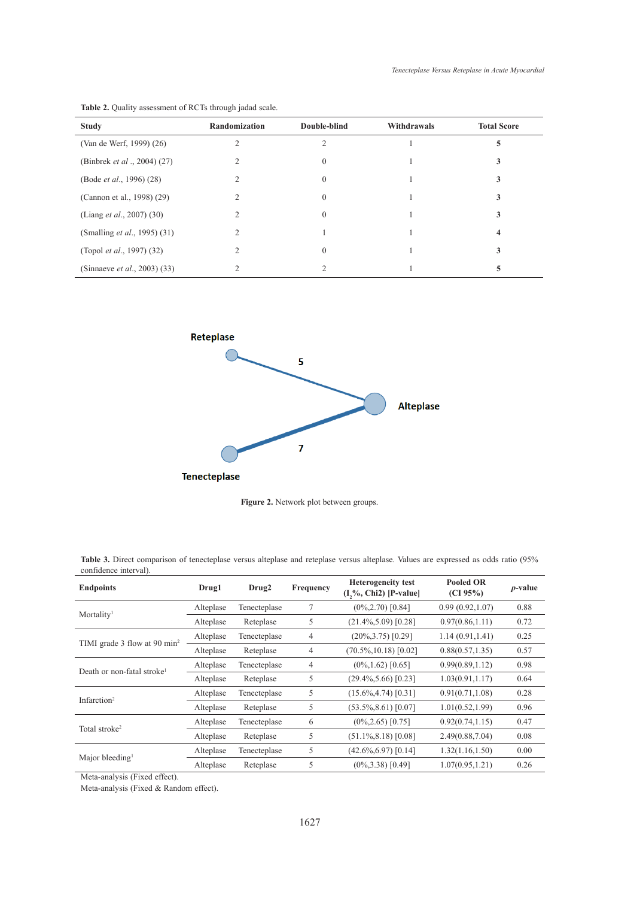**Table 2.** Quality assessment of RCTs through jadad scale.

| Study | Randomization | Double-blind | Withdrawals | Total Score |
|---|---|---|---|---|
| (Van de Werf, 1999) (26) | 2 | 2 | 1 | **5** |
| (Binbrek *et al* ., 2004) (27) | 2 | 0 | 1 | **3** |
| (Bode *et al*., 1996) (28) | 2 | 0 | 1 | **3** |
| (Cannon et al., 1998) (29) | 2 | 0 | 1 | **3** |
| (Liang *et al*., 2007) (30) | 2 | 0 | 1 | **3** |
| (Smalling *et al*., 1995) (31) | 2 | 1 | 1 | **4** |
| (Topol *et al*., 1997) (32) | 2 | 0 | 1 | **3** |
| (Sinnaeve *et al*., 2003) (33) | 2 | 2 | 1 | **5** |

Reteplase

5

Alteplase

7

Tenecteplase

**Figure 2.** Network plot between groups.

**Table 3.** Direct comparison of tenecteplase versus alteplase and reteplase versus alteplase. Values are expressed as odds ratio (95% confidence interval).

| Endpoints | Drug1 | Drug2 | Frequency | Heterogeneity test ($I_2$%, Chi2) [P-value] | Pooled OR (CI 95%) | *p*-value |
|---|---|---|---|---|---|---|
| Mortality[1] | Alteplase | Tenecteplase | 7 | (0%,2.70) [0.84] | 0.99 (0.92,1.07) | 0.88 |
| | Alteplase | Reteplase | 5 | (21.4%,5.09) [0.28] | 0.97(0.86,1.11) | 0.72 |
| TIMI grade 3 flow at 90 min[2] | Alteplase | Tenecteplase | 4 | (20%,3.75) [0.29] | 1.14 (0.91,1.41) | 0.25 |
| | Alteplase | Reteplase | 4 | (70.5%,10.18) [0.02] | 0.88(0.57,1.35) | 0.57 |
| Death or non-fatal stroke[1] | Alteplase | Tenecteplase | 4 | (0%,1.62) [0.65] | 0.99(0.89,1.12) | 0.98 |
| | Alteplase | Reteplase | 5 | (29.4%,5.66) [0.23] | 1.03(0.91,1.17) | 0.64 |
| Infarction[2] | Alteplase | Tenecteplase | 5 | (15.6%,4.74) [0.31] | 0.91(0.71,1.08) | 0.28 |
| | Alteplase | Reteplase | 5 | (53.5%,8.61) [0.07] | 1.01(0.52,1.99) | 0.96 |
| Total stroke[2] | Alteplase | Tenecteplase | 6 | (0%,2.65) [0.75] | 0.92(0.74,1.15) | 0.47 |
| | Alteplase | Reteplase | 5 | (51.1%,8.18) [0.08] | 2.49(0.88,7.04) | 0.08 |
| Major bleeding[1] | Alteplase | Tenecteplase | 5 | (42.6%,6.97) [0.14] | 1.32(1.16,1.50) | 0.00 |
| | Alteplase | Reteplase | 5 | (0%,3.38) [0.49] | 1.07(0.95,1.21) | 0.26 |

Meta-analysis (Fixed effect).

Meta-analysis (Fixed & Random effect).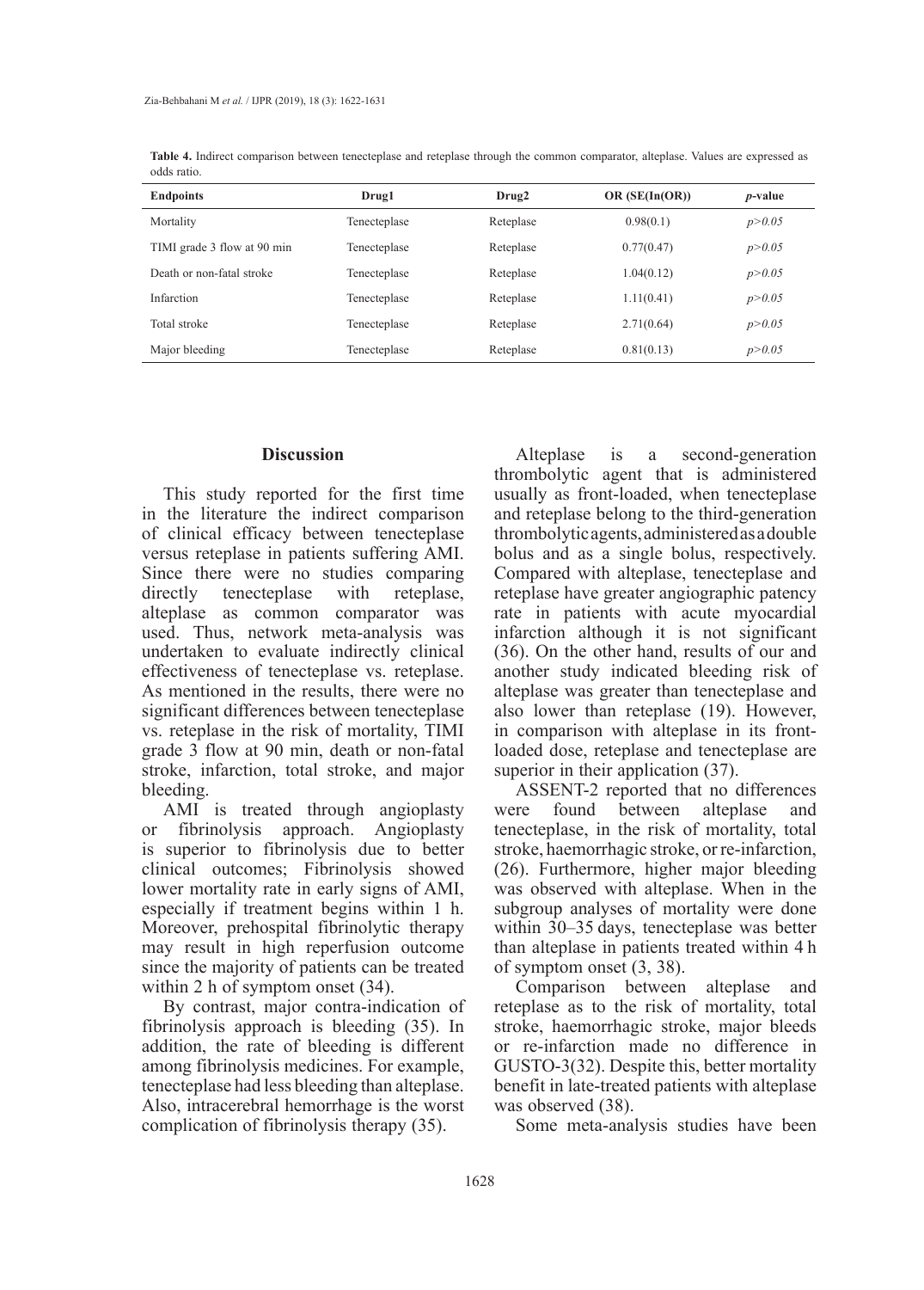**Table 4.** Indirect comparison between tenecteplase and reteplase through the common comparator, alteplase. Values are expressed as odds ratio.

| Endpoints | Drug1 | Drug2 | OR (SE(ln(OR)) | *p*-value |
|---|---|---|---|---|
| Mortality | Tenecteplase | Reteplase | 0.98(0.1) | $p>0.05$ |
| TIMI grade 3 flow at 90 min | Tenecteplase | Reteplase | 0.77(0.47) | $p>0.05$ |
| Death or non-fatal stroke | Tenecteplase | Reteplase | 1.04(0.12) | $p>0.05$ |
| Infarction | Tenecteplase | Reteplase | 1.11(0.41) | $p>0.05$ |
| Total stroke | Tenecteplase | Reteplase | 2.71(0.64) | $p>0.05$ |
| Major bleeding | Tenecteplase | Reteplase | 0.81(0.13) | $p>0.05$ |

## Discussion

This study reported for the first time in the literature the indirect comparison of clinical efficacy between tenecteplase versus reteplase in patients suffering AMI. Since there were no studies comparing directly tenecteplase with reteplase, alteplase as common comparator was used. Thus, network meta-analysis was undertaken to evaluate indirectly clinical effectiveness of tenecteplase vs. reteplase. As mentioned in the results, there were no significant differences between tenecteplase vs. reteplase in the risk of mortality, TIMI grade 3 flow at 90 min, death or non-fatal stroke, infarction, total stroke, and major bleeding.

AMI is treated through angioplasty or fibrinolysis approach. Angioplasty is superior to fibrinolysis due to better clinical outcomes; Fibrinolysis showed lower mortality rate in early signs of AMI, especially if treatment begins within 1 h. Moreover, prehospital fibrinolytic therapy may result in high reperfusion outcome since the majority of patients can be treated within 2 h of symptom onset (34).

By contrast, major contra-indication of fibrinolysis approach is bleeding (35). In addition, the rate of bleeding is different among fibrinolysis medicines. For example, tenecteplase had less bleeding than alteplase. Also, intracerebral hemorrhage is the worst complication of fibrinolysis therapy (35).

Alteplase is a second-generation thrombolytic agent that is administered usually as front-loaded, when tenecteplase and reteplase belong to the third-generation thrombolytic agents, administered as a double bolus and as a single bolus, respectively. Compared with alteplase, tenecteplase and reteplase have greater angiographic patency rate in patients with acute myocardial infarction although it is not significant (36). On the other hand, results of our and another study indicated bleeding risk of alteplase was greater than tenecteplase and also lower than reteplase (19). However, in comparison with alteplase in its front-loaded dose, reteplase and tenecteplase are superior in their application (37).

ASSENT-2 reported that no differences were found between alteplase and tenecteplase, in the risk of mortality, total stroke, haemorrhagic stroke, or re-infarction, (26). Furthermore, higher major bleeding was observed with alteplase. When in the subgroup analyses of mortality were done within 30–35 days, tenecteplase was better than alteplase in patients treated within 4 h of symptom onset (3, 38).

Comparison between alteplase and reteplase as to the risk of mortality, total stroke, haemorrhagic stroke, major bleeds or re-infarction made no difference in GUSTO-3(32). Despite this, better mortality benefit in late-treated patients with alteplase was observed (38).

Some meta-analysis studies have been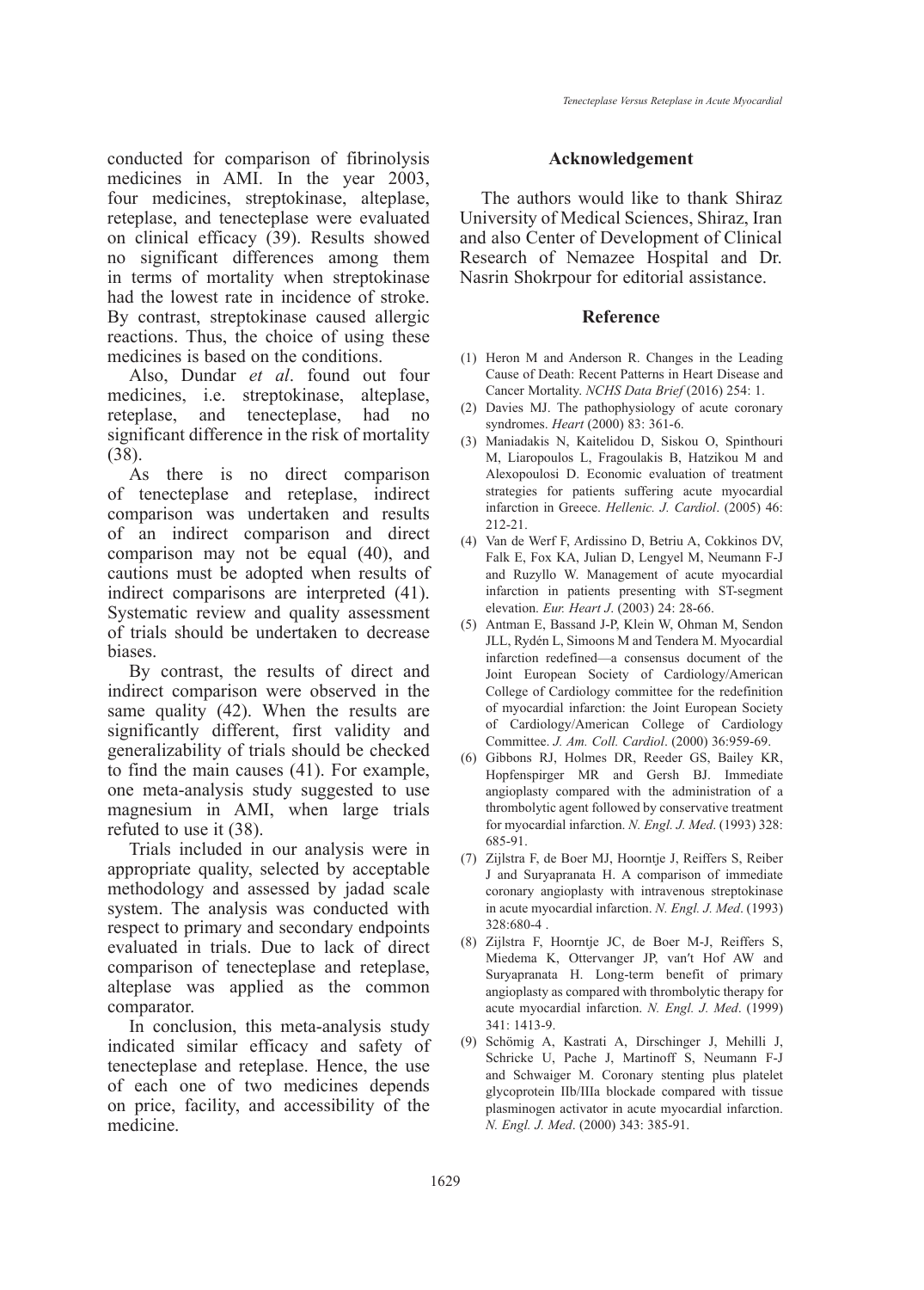conducted for comparison of fibrinolysis medicines in AMI. In the year 2003, four medicines, streptokinase, alteplase, reteplase, and tenecteplase were evaluated on clinical efficacy (39). Results showed no significant differences among them in terms of mortality when streptokinase had the lowest rate in incidence of stroke. By contrast, streptokinase caused allergic reactions. Thus, the choice of using these medicines is based on the conditions.

Also, Dundar *et al*. found out four medicines, i.e. streptokinase, alteplase, reteplase, and tenecteplase, had no significant difference in the risk of mortality (38).

As there is no direct comparison of tenecteplase and reteplase, indirect comparison was undertaken and results of an indirect comparison and direct comparison may not be equal (40), and cautions must be adopted when results of indirect comparisons are interpreted (41). Systematic review and quality assessment of trials should be undertaken to decrease biases.

By contrast, the results of direct and indirect comparison were observed in the same quality (42). When the results are significantly different, first validity and generalizability of trials should be checked to find the main causes (41). For example, one meta-analysis study suggested to use magnesium in AMI, when large trials refuted to use it (38).

Trials included in our analysis were in appropriate quality, selected by acceptable methodology and assessed by jadad scale system. The analysis was conducted with respect to primary and secondary endpoints evaluated in trials. Due to lack of direct comparison of tenecteplase and reteplase, alteplase was applied as the common comparator.

In conclusion, this meta-analysis study indicated similar efficacy and safety of tenecteplase and reteplase. Hence, the use of each one of two medicines depends on price, facility, and accessibility of the medicine.

## Acknowledgement

The authors would like to thank Shiraz University of Medical Sciences, Shiraz, Iran and also Center of Development of Clinical Research of Nemazee Hospital and Dr. Nasrin Shokrpour for editorial assistance.

## Reference

(1) Heron M and Anderson R. Changes in the Leading Cause of Death: Recent Patterns in Heart Disease and Cancer Mortality. *NCHS Data Brief* (2016) 254: 1.

(2) Davies MJ. The pathophysiology of acute coronary syndromes. *Heart* (2000) 83: 361-6.

(3) Maniadakis N, Kaitelidou D, Siskou O, Spinthouri M, Liaropoulos L, Fragoulakis B, Hatzikou M and Alexopoulosi D. Economic evaluation of treatment strategies for patients suffering acute myocardial infarction in Greece. *Hellenic. J. Cardiol*. (2005) 46: 212-21.

(4) Van de Werf F, Ardissino D, Betriu A, Cokkinos DV, Falk E, Fox KA, Julian D, Lengyel M, Neumann F-J and Ruzyllo W. Management of acute myocardial infarction in patients presenting with ST-segment elevation. *Eur. Heart J*. (2003) 24: 28-66.

(5) Antman E, Bassand J-P, Klein W, Ohman M, Sendon JLL, Rydén L, Simoons M and Tendera M. Myocardial infarction redefined—a consensus document of the Joint European Society of Cardiology/American College of Cardiology committee for the redefinition of myocardial infarction: the Joint European Society of Cardiology/American College of Cardiology Committee. *J. Am. Coll. Cardiol*. (2000) 36:959-69.

(6) Gibbons RJ, Holmes DR, Reeder GS, Bailey KR, Hopfenspirger MR and Gersh BJ. Immediate angioplasty compared with the administration of a thrombolytic agent followed by conservative treatment for myocardial infarction. *N. Engl. J. Med*. (1993) 328: 685-91.

(7) Zijlstra F, de Boer MJ, Hoorntje J, Reiffers S, Reiber J and Suryapranata H. A comparison of immediate coronary angioplasty with intravenous streptokinase in acute myocardial infarction. *N. Engl. J. Med*. (1993) 328:680-4 .

(8) Zijlstra F, Hoorntje JC, de Boer M-J, Reiffers S, Miedema K, Ottervanger JP, van′t Hof AW and Suryapranata H. Long-term benefit of primary angioplasty as compared with thrombolytic therapy for acute myocardial infarction. *N. Engl. J. Med*. (1999) 341: 1413-9.

(9) Schömig A, Kastrati A, Dirschinger J, Mehilli J, Schricke U, Pache J, Martinoff S, Neumann F-J and Schwaiger M. Coronary stenting plus platelet glycoprotein IIb/IIIa blockade compared with tissue plasminogen activator in acute myocardial infarction. *N. Engl. J. Med*. (2000) 343: 385-91.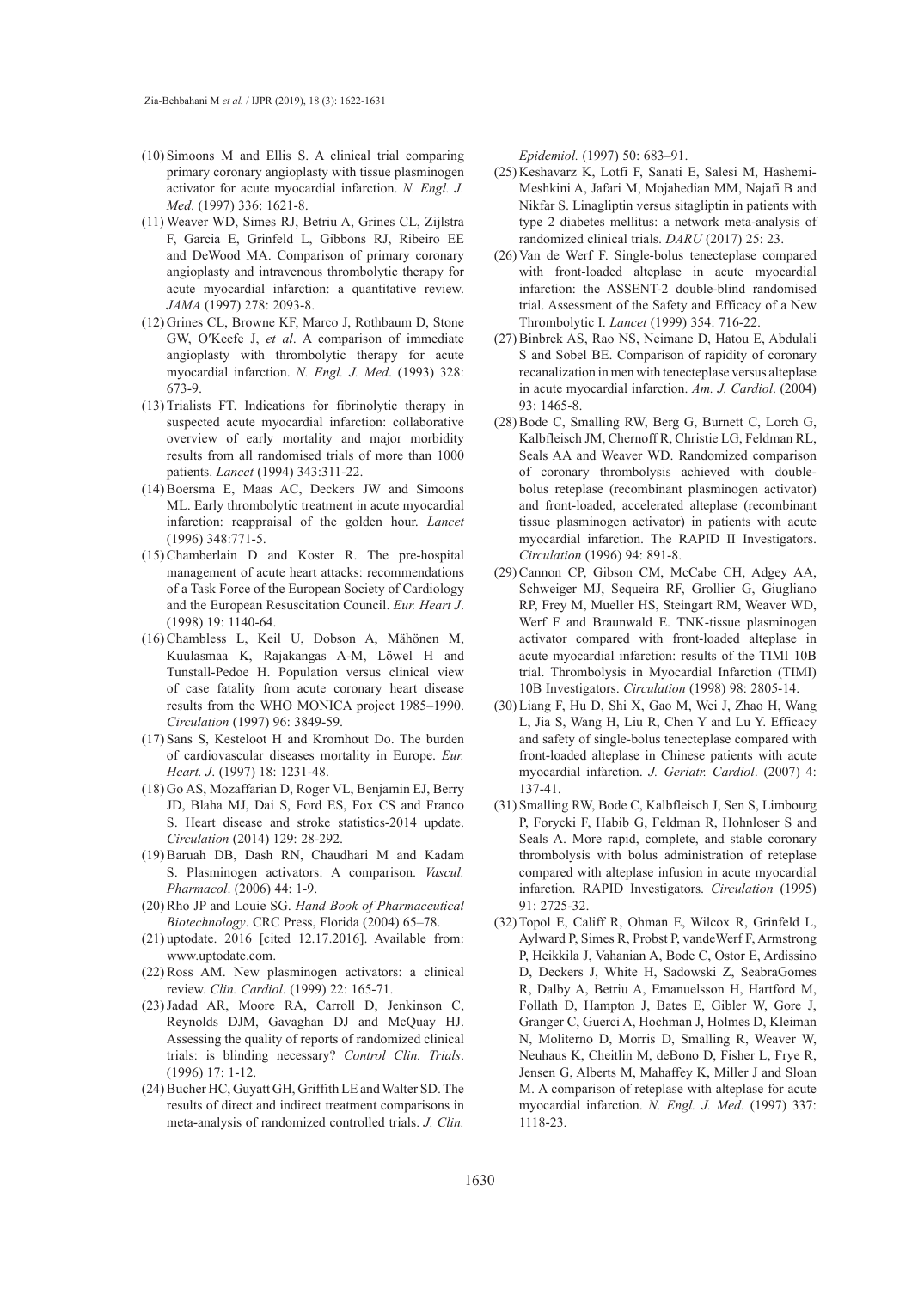(10) Simoons M and Ellis S. A clinical trial comparing primary coronary angioplasty with tissue plasminogen activator for acute myocardial infarction. *N. Engl. J. Med*. (1997) 336: 1621-8.

(11) Weaver WD, Simes RJ, Betriu A, Grines CL, Zijlstra F, Garcia E, Grinfeld L, Gibbons RJ, Ribeiro EE and DeWood MA. Comparison of primary coronary angioplasty and intravenous thrombolytic therapy for acute myocardial infarction: a quantitative review. *JAMA* (1997) 278: 2093-8.

(12) Grines CL, Browne KF, Marco J, Rothbaum D, Stone GW, O′Keefe J, *et al*. A comparison of immediate angioplasty with thrombolytic therapy for acute myocardial infarction. *N. Engl. J. Med*. (1993) 328: 673-9.

(13) Trialists FT. Indications for fibrinolytic therapy in suspected acute myocardial infarction: collaborative overview of early mortality and major morbidity results from all randomised trials of more than 1000 patients. *Lancet* (1994) 343:311-22.

(14) Boersma E, Maas AC, Deckers JW and Simoons ML. Early thrombolytic treatment in acute myocardial infarction: reappraisal of the golden hour. *Lancet* (1996) 348:771-5.

(15) Chamberlain D and Koster R. The pre-hospital management of acute heart attacks: recommendations of a Task Force of the European Society of Cardiology and the European Resuscitation Council. *Eur. Heart J*. (1998) 19: 1140-64.

(16) Chambless L, Keil U, Dobson A, Mähönen M, Kuulasmaa K, Rajakangas A-M, Löwel H and Tunstall-Pedoe H. Population versus clinical view of case fatality from acute coronary heart disease results from the WHO MONICA project 1985–1990. *Circulation* (1997) 96: 3849-59.

(17) Sans S, Kesteloot H and Kromhout Do. The burden of cardiovascular diseases mortality in Europe. *Eur. Heart. J*. (1997) 18: 1231-48.

(18) Go AS, Mozaffarian D, Roger VL, Benjamin EJ, Berry JD, Blaha MJ, Dai S, Ford ES, Fox CS and Franco S. Heart disease and stroke statistics-2014 update. *Circulation* (2014) 129: 28-292.

(19) Baruah DB, Dash RN, Chaudhari M and Kadam S. Plasminogen activators: A comparison. *Vascul. Pharmacol*. (2006) 44: 1-9.

(20) Rho JP and Louie SG. *Hand Book of Pharmaceutical Biotechnology*. CRC Press, Florida (2004) 65–78.

(21) uptodate. 2016 [cited 12.17.2016]. Available from: www.uptodate.com.

(22) Ross AM. New plasminogen activators: a clinical review. *Clin. Cardiol*. (1999) 22: 165-71.

(23) Jadad AR, Moore RA, Carroll D, Jenkinson C, Reynolds DJM, Gavaghan DJ and McQuay HJ. Assessing the quality of reports of randomized clinical trials: is blinding necessary? *Control Clin. Trials*. (1996) 17: 1-12.

(24) Bucher HC, Guyatt GH, Griffith LE and Walter SD. The results of direct and indirect treatment comparisons in meta-analysis of randomized controlled trials. *J. Clin. Epidemiol.* (1997) 50: 683–91.

(25) Keshavarz K, Lotfi F, Sanati E, Salesi M, Hashemi-Meshkini A, Jafari M, Mojahedian MM, Najafi B and Nikfar S. Linagliptin versus sitagliptin in patients with type 2 diabetes mellitus: a network meta-analysis of randomized clinical trials. *DARU* (2017) 25: 23.

(26) Van de Werf F. Single-bolus tenecteplase compared with front-loaded alteplase in acute myocardial infarction: the ASSENT-2 double-blind randomised trial. Assessment of the Safety and Efficacy of a New Thrombolytic I. *Lancet* (1999) 354: 716-22.

(27) Binbrek AS, Rao NS, Neimane D, Hatou E, Abdulali S and Sobel BE. Comparison of rapidity of coronary recanalization in men with tenecteplase versus alteplase in acute myocardial infarction. *Am. J. Cardiol*. (2004) 93: 1465-8.

(28) Bode C, Smalling RW, Berg G, Burnett C, Lorch G, Kalbfleisch JM, Chernoff R, Christie LG, Feldman RL, Seals AA and Weaver WD. Randomized comparison of coronary thrombolysis achieved with double-bolus reteplase (recombinant plasminogen activator) and front-loaded, accelerated alteplase (recombinant tissue plasminogen activator) in patients with acute myocardial infarction. The RAPID II Investigators. *Circulation* (1996) 94: 891-8.

(29) Cannon CP, Gibson CM, McCabe CH, Adgey AA, Schweiger MJ, Sequeira RF, Grollier G, Giugliano RP, Frey M, Mueller HS, Steingart RM, Weaver WD, Werf F and Braunwald E. TNK-tissue plasminogen activator compared with front-loaded alteplase in acute myocardial infarction: results of the TIMI 10B trial. Thrombolysis in Myocardial Infarction (TIMI) 10B Investigators. *Circulation* (1998) 98: 2805-14.

(30) Liang F, Hu D, Shi X, Gao M, Wei J, Zhao H, Wang L, Jia S, Wang H, Liu R, Chen Y and Lu Y. Efficacy and safety of single-bolus tenecteplase compared with front-loaded alteplase in Chinese patients with acute myocardial infarction. *J. Geriatr. Cardiol*. (2007) 4: 137-41.

(31) Smalling RW, Bode C, Kalbfleisch J, Sen S, Limbourg P, Forycki F, Habib G, Feldman R, Hohnloser S and Seals A. More rapid, complete, and stable coronary thrombolysis with bolus administration of reteplase compared with alteplase infusion in acute myocardial infarction. RAPID Investigators. *Circulation* (1995) 91: 2725-32.

(32) Topol E, Califf R, Ohman E, Wilcox R, Grinfeld L, Aylward P, Simes R, Probst P, vandeWerf F, Armstrong P, Heikkila J, Vahanian A, Bode C, Ostor E, Ardissino D, Deckers J, White H, Sadowski Z, SeabraGomes R, Dalby A, Betriu A, Emanuelsson H, Hartford M, Follath D, Hampton J, Bates E, Gibler W, Gore J, Granger C, Guerci A, Hochman J, Holmes D, Kleiman N, Moliterno D, Morris D, Smalling R, Weaver W, Neuhaus K, Cheitlin M, deBono D, Fisher L, Frye R, Jensen G, Alberts M, Mahaffey K, Miller J and Sloan M. A comparison of reteplase with alteplase for acute myocardial infarction. *N. Engl. J. Med*. (1997) 337: 1118-23.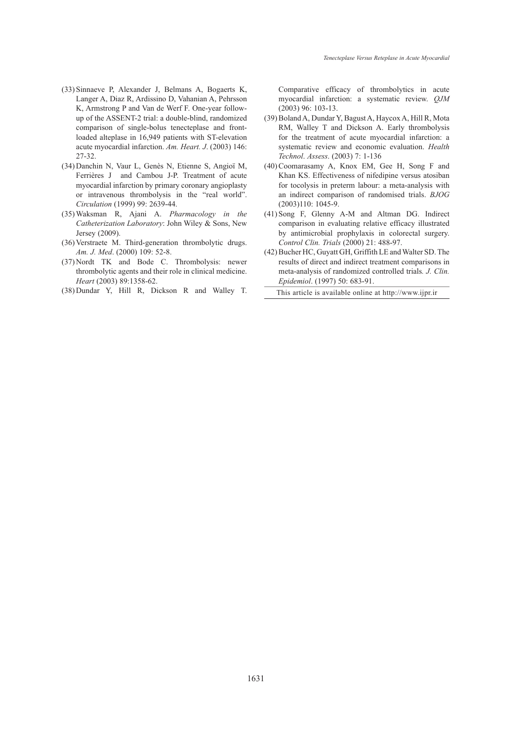(33) Sinnaeve P, Alexander J, Belmans A, Bogaerts K, Langer A, Diaz R, Ardissino D, Vahanian A, Pehrsson K, Armstrong P and Van de Werf F. One-year follow-up of the ASSENT-2 trial: a double-blind, randomized comparison of single-bolus tenecteplase and front-loaded alteplase in 16,949 patients with ST-elevation acute myocardial infarction. *Am. Heart. J*. (2003) 146: 27-32.

(34) Danchin N, Vaur L, Genès N, Etienne S, Angioï M, Ferrières J and Cambou J-P. Treatment of acute myocardial infarction by primary coronary angioplasty or intravenous thrombolysis in the "real world". *Circulation* (1999) 99: 2639-44.

(35) Waksman R, Ajani A. *Pharmacology in the Catheterization Laboratory*: John Wiley & Sons, New Jersey (2009).

(36) Verstraete M. Third-generation thrombolytic drugs. *Am. J. Med*. (2000) 109: 52-8.

(37) Nordt TK and Bode C. Thrombolysis: newer thrombolytic agents and their role in clinical medicine. *Heart* (2003) 89:1358-62.

(38) Dundar Y, Hill R, Dickson R and Walley T. Comparative efficacy of thrombolytics in acute myocardial infarction: a systematic review. *QJM* (2003) 96: 103-13.

(39) Boland A, Dundar Y, Bagust A, Haycox A, Hill R, Mota RM, Walley T and Dickson A. Early thrombolysis for the treatment of acute myocardial infarction: a systematic review and economic evaluation. *Health Technol. Assess*. (2003) 7: 1-136

(40) Coomarasamy A, Knox EM, Gee H, Song F and Khan KS. Effectiveness of nifedipine versus atosiban for tocolysis in preterm labour: a meta-analysis with an indirect comparison of randomised trials. *BJOG* (2003)110: 1045-9.

(41) Song F, Glenny A-M and Altman DG. Indirect comparison in evaluating relative efficacy illustrated by antimicrobial prophylaxis in colorectal surgery. *Control Clin. Trials* (2000) 21: 488-97.

(42) Bucher HC, Guyatt GH, Griffith LE and Walter SD. The results of direct and indirect treatment comparisons in meta-analysis of randomized controlled trials. *J. Clin. Epidemiol*. (1997) 50: 683-91.

This article is available online at http://www.ijpr.ir